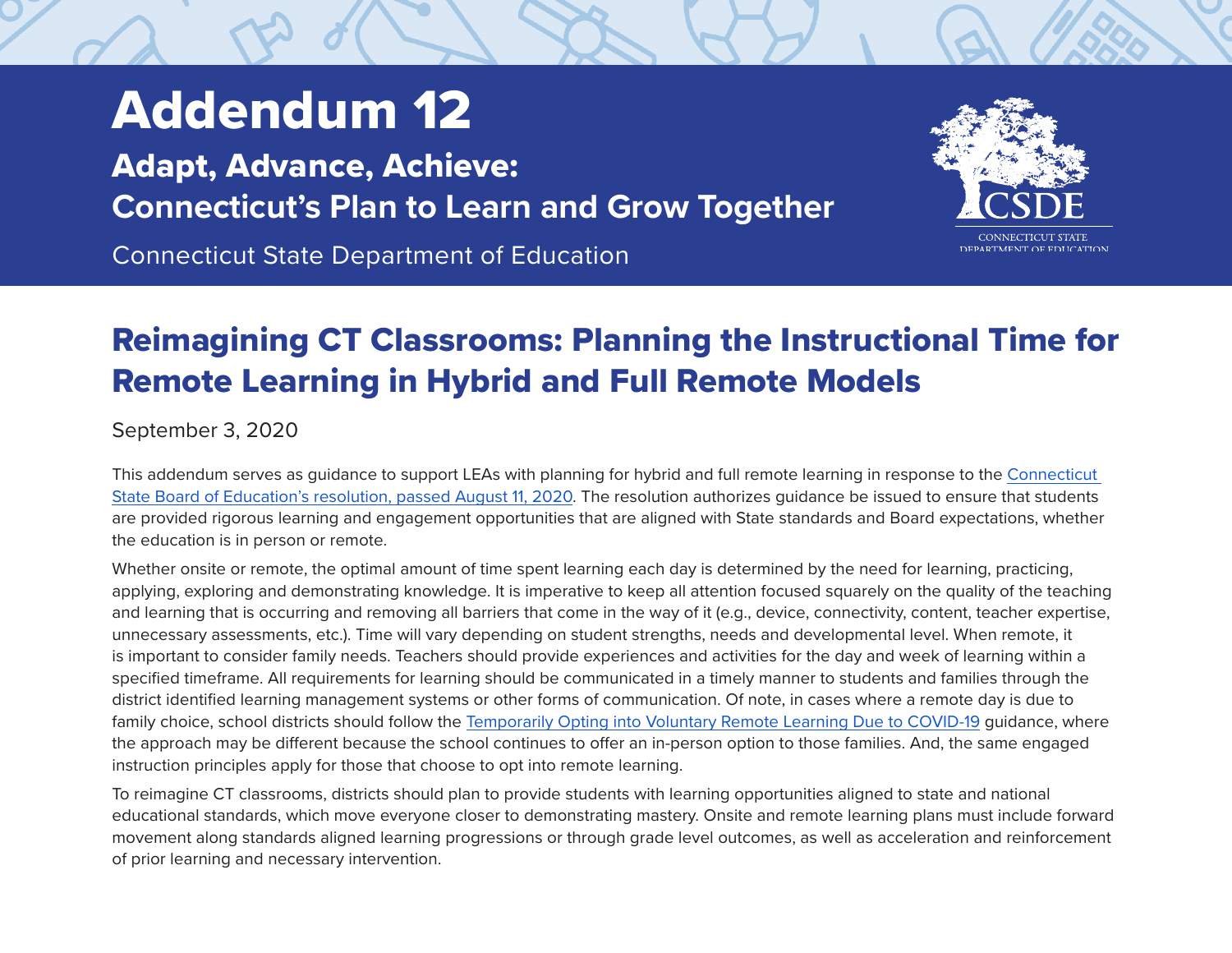# Addendum 12

## Adapt, Advance, Achieve: Connecticut's Plan to Learn and Grow Together

Connecticut State Department of Education

## Reimagining CT Classrooms: Planning the Instructional Time for Remote Learning in Hybrid and Full Remote Models

September 3, 2020

This addendum serves as guidance to support LEAs with planning for hybrid and full remote learning in response to the Connecticut State Board of Education's resolution, passed August 11, 2020. The resolution authorizes guidance be issued to ensure that students are provided rigorous learning and engagement opportunities that are aligned with State standards and Board expectations, whether the education is in person or remote.

Whether onsite or remote, the optimal amount of time spent learning each day is determined by the need for learning, practicing, applying, exploring and demonstrating knowledge. It is imperative to keep all attention focused squarely on the quality of the teaching and learning that is occurring and removing all barriers that come in the way of it (e.g., device, connectivity, content, teacher expertise, unnecessary assessments, etc.). Time will vary depending on student strengths, needs and developmental level. When remote, it is important to consider family needs. Teachers should provide experiences and activities for the day and week of learning within a specified timeframe. All requirements for learning should be communicated in a timely manner to students and families through the district identified learning management systems or other forms of communication. Of note, in cases where a remote day is due to family choice, school districts should follow the Temporarily Opting into Voluntary Remote Learning Due to COVID-19 guidance, where the approach may be different because the school continues to offer an in-person option to those families. And, the same engaged instruction principles apply for those that choose to opt into remote learning.

To reimagine CT classrooms, districts should plan to provide students with learning opportunities aligned to state and national educational standards, which move everyone closer to demonstrating mastery. Onsite and remote learning plans must include forward movement along standards aligned learning progressions or through grade level outcomes, as well as acceleration and reinforcement of prior learning and necessary intervention.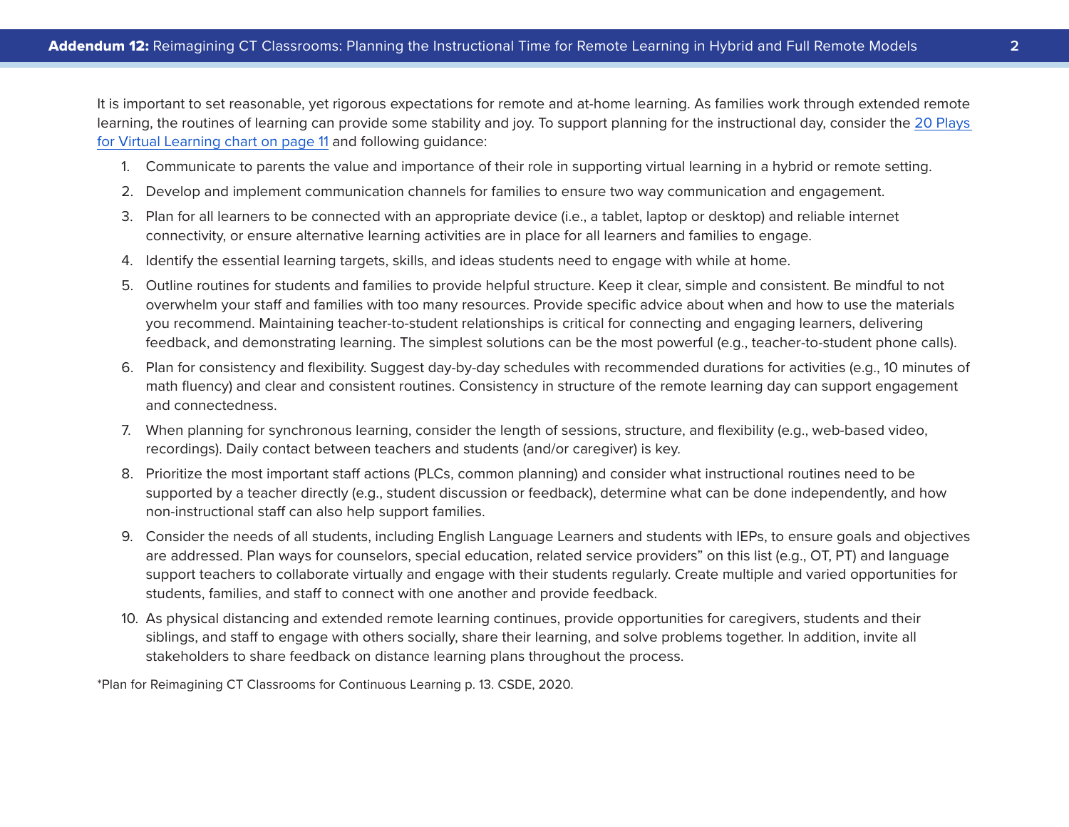It is important to set reasonable, yet rigorous expectations for remote and at-home learning. As families work through extended remote learning, the routines of learning can provide some stability and joy. To support planning for the instructional day, consider the 20 Plays for Virtual Learning chart on page 11 and following guidance:

1. Communicate to parents the value and importance of their role in supporting virtual learning in a hybrid or remote setting.
2. Develop and implement communication channels for families to ensure two way communication and engagement.
3. Plan for all learners to be connected with an appropriate device (i.e., a tablet, laptop or desktop) and reliable internet connectivity, or ensure alternative learning activities are in place for all learners and families to engage.
4. Identify the essential learning targets, skills, and ideas students need to engage with while at home.
5. Outline routines for students and families to provide helpful structure. Keep it clear, simple and consistent. Be mindful to not overwhelm your staff and families with too many resources. Provide specific advice about when and how to use the materials you recommend. Maintaining teacher-to-student relationships is critical for connecting and engaging learners, delivering feedback, and demonstrating learning. The simplest solutions can be the most powerful (e.g., teacher-to-student phone calls).
6. Plan for consistency and flexibility. Suggest day-by-day schedules with recommended durations for activities (e.g., 10 minutes of math fluency) and clear and consistent routines. Consistency in structure of the remote learning day can support engagement and connectedness.
7. When planning for synchronous learning, consider the length of sessions, structure, and flexibility (e.g., web-based video, recordings). Daily contact between teachers and students (and/or caregiver) is key.
8. Prioritize the most important staff actions (PLCs, common planning) and consider what instructional routines need to be supported by a teacher directly (e.g., student discussion or feedback), determine what can be done independently, and how non-instructional staff can also help support families.
9. Consider the needs of all students, including English Language Learners and students with IEPs, to ensure goals and objectives are addressed. Plan ways for counselors, special education, related service providers" on this list (e.g., OT, PT) and language support teachers to collaborate virtually and engage with their students regularly. Create multiple and varied opportunities for students, families, and staff to connect with one another and provide feedback.
10. As physical distancing and extended remote learning continues, provide opportunities for caregivers, students and their siblings, and staff to engage with others socially, share their learning, and solve problems together. In addition, invite all stakeholders to share feedback on distance learning plans throughout the process.

*Plan for Reimagining CT Classrooms for Continuous Learning p. 13. CSDE, 2020.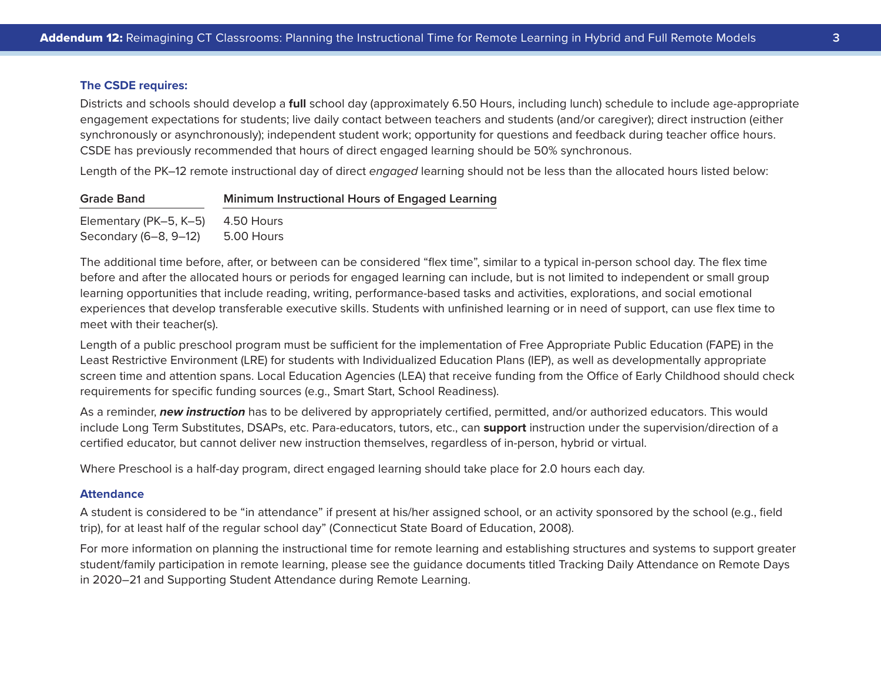### The CSDE requires:

Districts and schools should develop a **full** school day (approximately 6.50 Hours, including lunch) schedule to include age-appropriate engagement expectations for students; live daily contact between teachers and students (and/or caregiver); direct instruction (either synchronously or asynchronously); independent student work; opportunity for questions and feedback during teacher office hours. CSDE has previously recommended that hours of direct engaged learning should be 50% synchronous.

Length of the PK–12 remote instructional day of direct *engaged* learning should not be less than the allocated hours listed below:

| Grade Band | Minimum Instructional Hours of Engaged Learning |
|---|---|
| Elementary (PK–5, K–5) | 4.50 Hours |
| Secondary (6–8, 9–12) | 5.00 Hours |

The additional time before, after, or between can be considered "flex time", similar to a typical in-person school day. The flex time before and after the allocated hours or periods for engaged learning can include, but is not limited to independent or small group learning opportunities that include reading, writing, performance-based tasks and activities, explorations, and social emotional experiences that develop transferable executive skills. Students with unfinished learning or in need of support, can use flex time to meet with their teacher(s).

Length of a public preschool program must be sufficient for the implementation of Free Appropriate Public Education (FAPE) in the Least Restrictive Environment (LRE) for students with Individualized Education Plans (IEP), as well as developmentally appropriate screen time and attention spans. Local Education Agencies (LEA) that receive funding from the Office of Early Childhood should check requirements for specific funding sources (e.g., Smart Start, School Readiness).

As a reminder, ***new instruction*** has to be delivered by appropriately certified, permitted, and/or authorized educators. This would include Long Term Substitutes, DSAPs, etc. Para-educators, tutors, etc., can **support** instruction under the supervision/direction of a certified educator, but cannot deliver new instruction themselves, regardless of in-person, hybrid or virtual.

Where Preschool is a half-day program, direct engaged learning should take place for 2.0 hours each day.

### Attendance

A student is considered to be "in attendance" if present at his/her assigned school, or an activity sponsored by the school (e.g., field trip), for at least half of the regular school day" (Connecticut State Board of Education, 2008).

For more information on planning the instructional time for remote learning and establishing structures and systems to support greater student/family participation in remote learning, please see the guidance documents titled Tracking Daily Attendance on Remote Days in 2020–21 and Supporting Student Attendance during Remote Learning.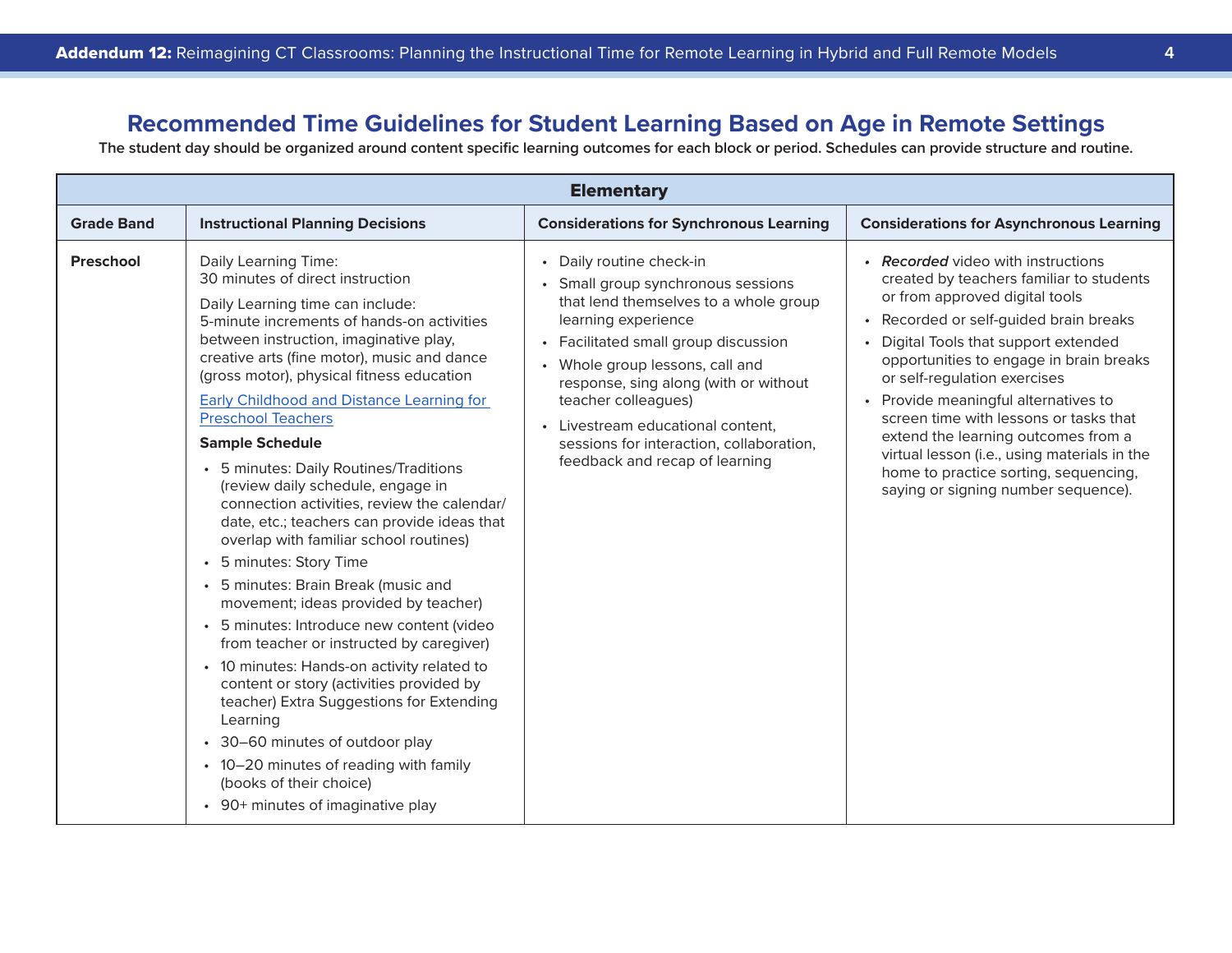## Recommended Time Guidelines for Student Learning Based on Age in Remote Settings

**The student day should be organized around content specific learning outcomes for each block or period. Schedules can provide structure and routine.**

| **Elementary** | | | |
|---|---|---|---|
| **Grade Band** | **Instructional Planning Decisions** | **Considerations for Synchronous Learning** | **Considerations for Asynchronous Learning** |
| **Preschool** | Daily Learning Time:<br>30 minutes of direct instruction<br><br>Daily Learning time can include:<br>5-minute increments of hands-on activities between instruction, imaginative play, creative arts (fine motor), music and dance (gross motor), physical fitness education<br><br>Early Childhood and Distance Learning for Preschool Teachers<br><br>**Sample Schedule**<br>• 5 minutes: Daily Routines/Traditions (review daily schedule, engage in connection activities, review the calendar/date, etc.; teachers can provide ideas that overlap with familiar school routines)<br>• 5 minutes: Story Time<br>• 5 minutes: Brain Break (music and movement; ideas provided by teacher)<br>• 5 minutes: Introduce new content (video from teacher or instructed by caregiver)<br>• 10 minutes: Hands-on activity related to content or story (activities provided by teacher) Extra Suggestions for Extending Learning<br>• 30–60 minutes of outdoor play<br>• 10–20 minutes of reading with family (books of their choice)<br>• 90+ minutes of imaginative play | • Daily routine check-in<br>• Small group synchronous sessions that lend themselves to a whole group learning experience<br>• Facilitated small group discussion<br>• Whole group lessons, call and response, sing along (with or without teacher colleagues)<br>• Livestream educational content, sessions for interaction, collaboration, feedback and recap of learning | • ***Recorded*** video with instructions created by teachers familiar to students or from approved digital tools<br>• Recorded or self-guided brain breaks<br>• Digital Tools that support extended opportunities to engage in brain breaks or self-regulation exercises<br>• Provide meaningful alternatives to screen time with lessons or tasks that extend the learning outcomes from a virtual lesson (i.e., using materials in the home to practice sorting, sequencing, saying or signing number sequence). |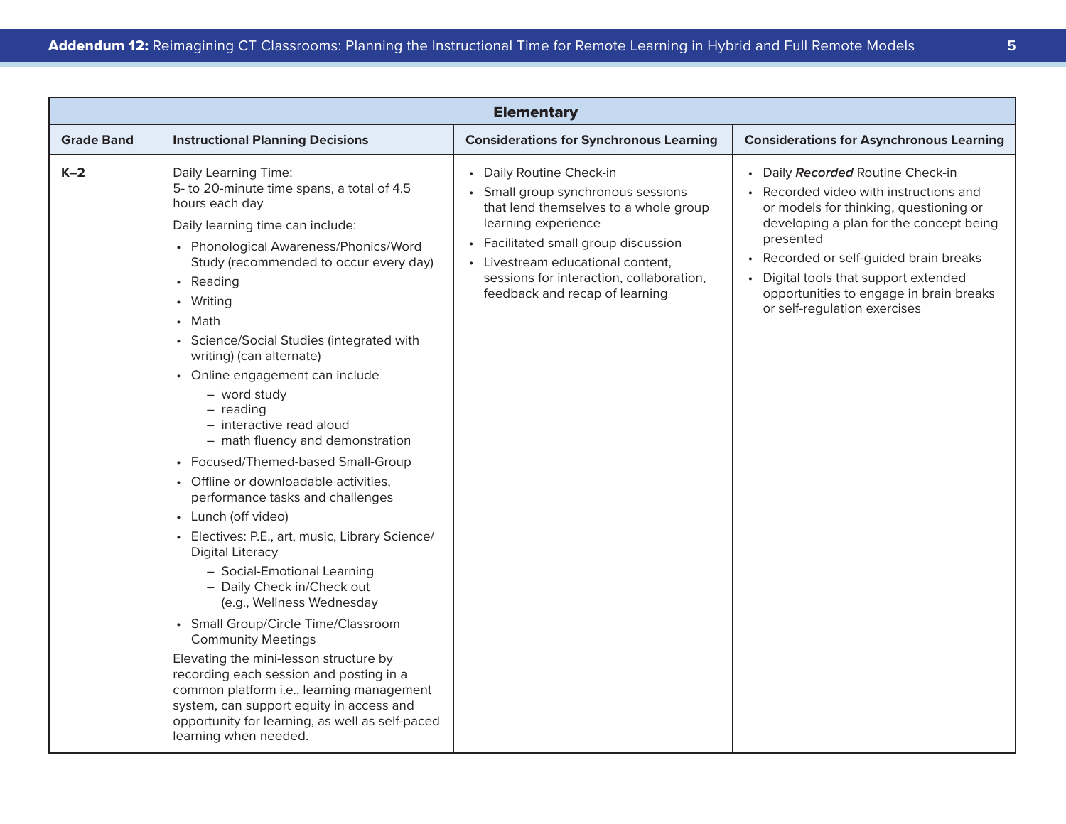| Elementary | | | |
|---|---|---|---|
| **Grade Band** | **Instructional Planning Decisions** | **Considerations for Synchronous Learning** | **Considerations for Asynchronous Learning** |
| **K–2** | Daily Learning Time:<br>5- to 20-minute time spans, a total of 4.5 hours each day<br><br>Daily learning time can include:<br>• Phonological Awareness/Phonics/Word Study (recommended to occur every day)<br>• Reading<br>• Writing<br>• Math<br>• Science/Social Studies (integrated with writing) (can alternate)<br>• Online engagement can include<br>&nbsp;&nbsp;– word study<br>&nbsp;&nbsp;– reading<br>&nbsp;&nbsp;– interactive read aloud<br>&nbsp;&nbsp;– math fluency and demonstration<br>• Focused/Themed-based Small-Group<br>• Offline or downloadable activities, performance tasks and challenges<br>• Lunch (off video)<br>• Electives: P.E., art, music, Library Science/ Digital Literacy<br>&nbsp;&nbsp;– Social-Emotional Learning<br>&nbsp;&nbsp;– Daily Check in/Check out (e.g., Wellness Wednesday<br>• Small Group/Circle Time/Classroom Community Meetings<br><br>Elevating the mini-lesson structure by recording each session and posting in a common platform i.e., learning management system, can support equity in access and opportunity for learning, as well as self-paced learning when needed. | • Daily Routine Check-in<br>• Small group synchronous sessions that lend themselves to a whole group learning experience<br>• Facilitated small group discussion<br>• Livestream educational content, sessions for interaction, collaboration, feedback and recap of learning | • Daily ***Recorded*** Routine Check-in<br>• Recorded video with instructions and or models for thinking, questioning or developing a plan for the concept being presented<br>• Recorded or self-guided brain breaks<br>• Digital tools that support extended opportunities to engage in brain breaks or self-regulation exercises |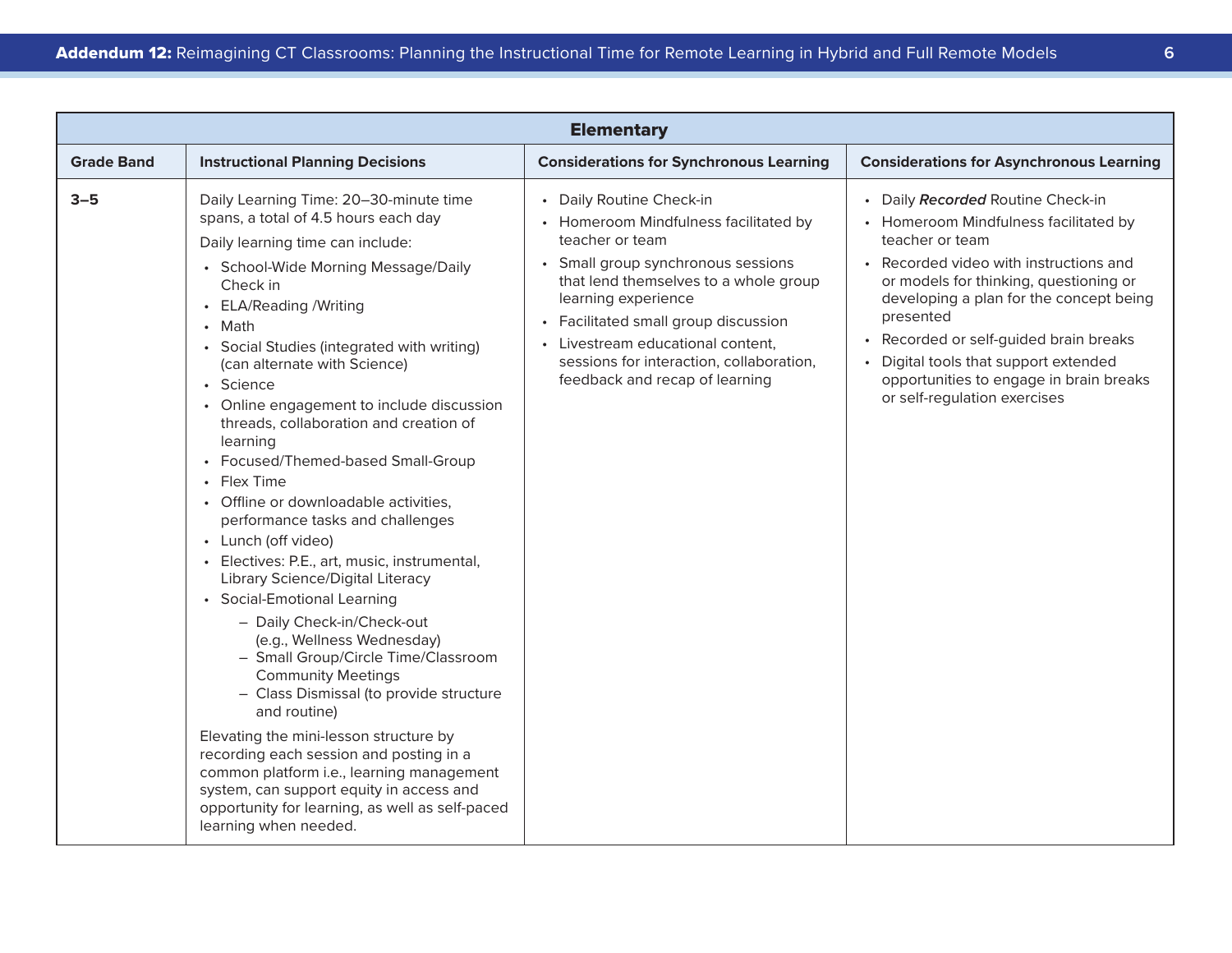| Elementary | | | |
|---|---|---|---|
| **Grade Band** | **Instructional Planning Decisions** | **Considerations for Synchronous Learning** | **Considerations for Asynchronous Learning** |
| **3–5** | Daily Learning Time: 20–30-minute time spans, a total of 4.5 hours each day<br><br>Daily learning time can include:<br>• School-Wide Morning Message/Daily Check in<br>• ELA/Reading /Writing<br>• Math<br>• Social Studies (integrated with writing) (can alternate with Science)<br>• Science<br>• Online engagement to include discussion threads, collaboration and creation of learning<br>• Focused/Themed-based Small-Group<br>• Flex Time<br>• Offline or downloadable activities, performance tasks and challenges<br>• Lunch (off video)<br>• Electives: P.E., art, music, instrumental, Library Science/Digital Literacy<br>• Social-Emotional Learning<br>  – Daily Check-in/Check-out (e.g., Wellness Wednesday)<br>  – Small Group/Circle Time/Classroom Community Meetings<br>  – Class Dismissal (to provide structure and routine)<br><br>Elevating the mini-lesson structure by recording each session and posting in a common platform i.e., learning management system, can support equity in access and opportunity for learning, as well as self-paced learning when needed. | • Daily Routine Check-in<br>• Homeroom Mindfulness facilitated by teacher or team<br>• Small group synchronous sessions that lend themselves to a whole group learning experience<br>• Facilitated small group discussion<br>• Livestream educational content, sessions for interaction, collaboration, feedback and recap of learning | • Daily ***Recorded*** Routine Check-in<br>• Homeroom Mindfulness facilitated by teacher or team<br>• Recorded video with instructions and or models for thinking, questioning or developing a plan for the concept being presented<br>• Recorded or self-guided brain breaks<br>• Digital tools that support extended opportunities to engage in brain breaks or self-regulation exercises |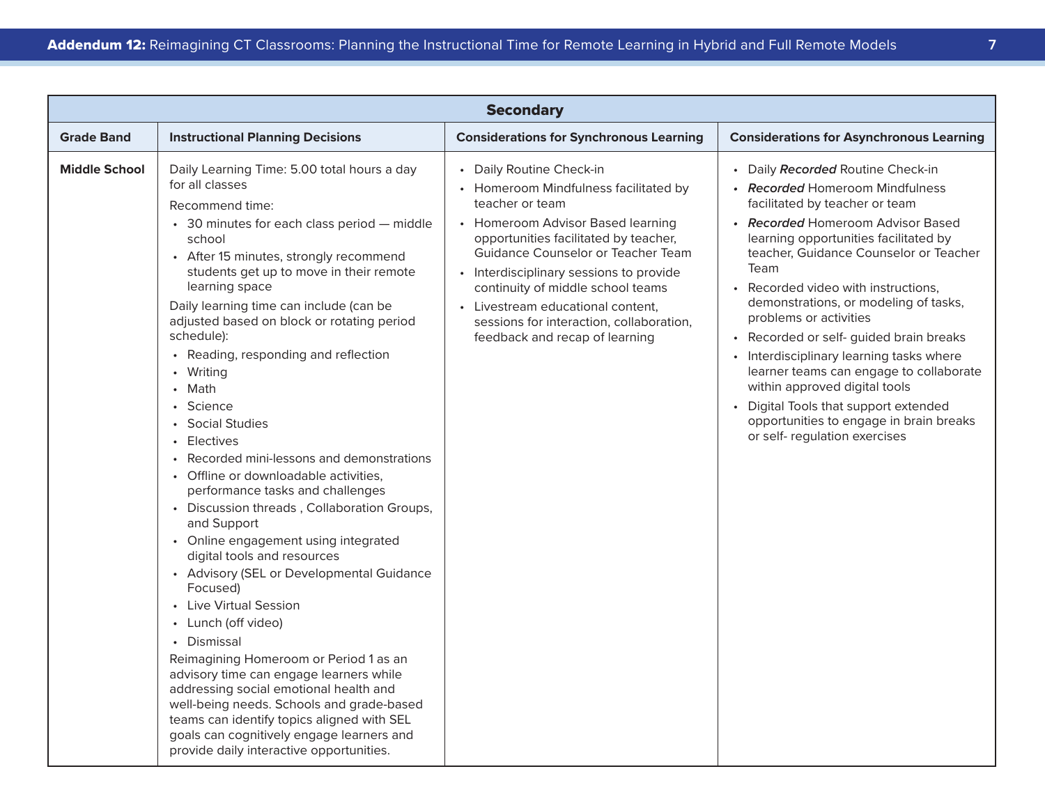| Secondary | | | |
| --- | --- | --- | --- |
| **Grade Band** | **Instructional Planning Decisions** | **Considerations for Synchronous Learning** | **Considerations for Asynchronous Learning** |
| **Middle School** | Daily Learning Time: 5.00 total hours a day for all classes<br><br>Recommend time:<br>• 30 minutes for each class period — middle school<br>• After 15 minutes, strongly recommend students get up to move in their remote learning space<br><br>Daily learning time can include (can be adjusted based on block or rotating period schedule):<br>• Reading, responding and reflection<br>• Writing<br>• Math<br>• Science<br>• Social Studies<br>• Electives<br>• Recorded mini-lessons and demonstrations<br>• Offline or downloadable activities, performance tasks and challenges<br>• Discussion threads , Collaboration Groups, and Support<br>• Online engagement using integrated digital tools and resources<br>• Advisory (SEL or Developmental Guidance Focused)<br>• Live Virtual Session<br>• Lunch (off video)<br>• Dismissal<br><br>Reimagining Homeroom or Period 1 as an advisory time can engage learners while addressing social emotional health and well-being needs. Schools and grade-based teams can identify topics aligned with SEL goals can cognitively engage learners and provide daily interactive opportunities. | • Daily Routine Check-in<br>• Homeroom Mindfulness facilitated by teacher or team<br>• Homeroom Advisor Based learning opportunities facilitated by teacher, Guidance Counselor or Teacher Team<br>• Interdisciplinary sessions to provide continuity of middle school teams<br>• Livestream educational content, sessions for interaction, collaboration, feedback and recap of learning | • Daily ***Recorded*** Routine Check-in<br>• ***Recorded*** Homeroom Mindfulness facilitated by teacher or team<br>• ***Recorded*** Homeroom Advisor Based learning opportunities facilitated by teacher, Guidance Counselor or Teacher Team<br>• Recorded video with instructions, demonstrations, or modeling of tasks, problems or activities<br>• Recorded or self- guided brain breaks<br>• Interdisciplinary learning tasks where learner teams can engage to collaborate within approved digital tools<br>• Digital Tools that support extended opportunities to engage in brain breaks or self- regulation exercises |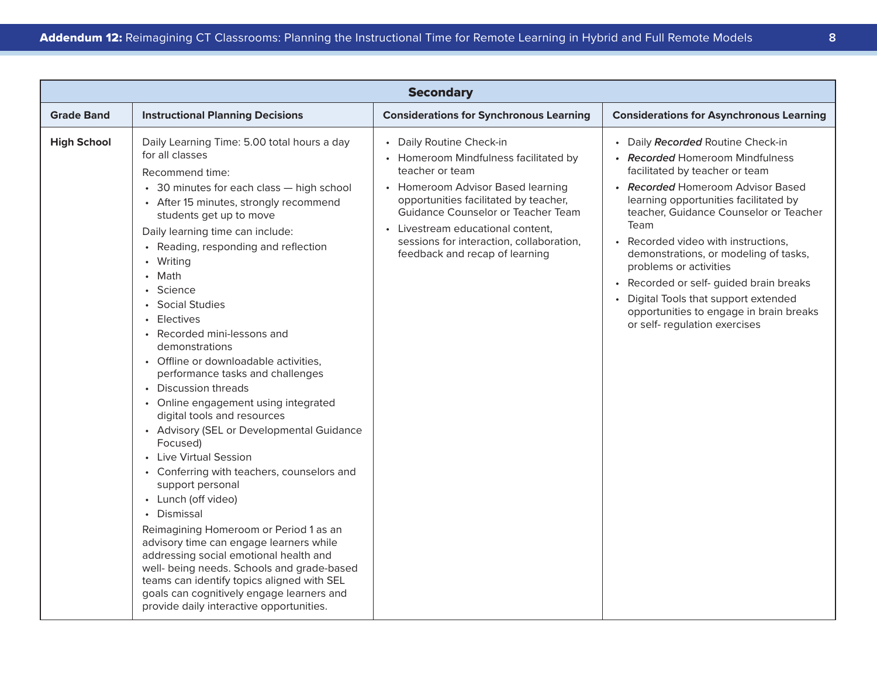| Secondary | | | |
|---|---|---|---|
| **Grade Band** | **Instructional Planning Decisions** | **Considerations for Synchronous Learning** | **Considerations for Asynchronous Learning** |
| **High School** | Daily Learning Time: 5.00 total hours a day for all classes<br><br>Recommend time:<br>• 30 minutes for each class — high school<br>• After 15 minutes, strongly recommend students get up to move<br><br>Daily learning time can include:<br>• Reading, responding and reflection<br>• Writing<br>• Math<br>• Science<br>• Social Studies<br>• Electives<br>• Recorded mini-lessons and demonstrations<br>• Offline or downloadable activities, performance tasks and challenges<br>• Discussion threads<br>• Online engagement using integrated digital tools and resources<br>• Advisory (SEL or Developmental Guidance Focused)<br>• Live Virtual Session<br>• Conferring with teachers, counselors and support personal<br>• Lunch (off video)<br>• Dismissal<br><br>Reimagining Homeroom or Period 1 as an advisory time can engage learners while addressing social emotional health and well- being needs. Schools and grade-based teams can identify topics aligned with SEL goals can cognitively engage learners and provide daily interactive opportunities. | • Daily Routine Check-in<br>• Homeroom Mindfulness facilitated by teacher or team<br>• Homeroom Advisor Based learning opportunities facilitated by teacher, Guidance Counselor or Teacher Team<br>• Livestream educational content, sessions for interaction, collaboration, feedback and recap of learning | • Daily ***Recorded*** Routine Check-in<br>• ***Recorded*** Homeroom Mindfulness facilitated by teacher or team<br>• ***Recorded*** Homeroom Advisor Based learning opportunities facilitated by teacher, Guidance Counselor or Teacher Team<br>• Recorded video with instructions, demonstrations, or modeling of tasks, problems or activities<br>• Recorded or self- guided brain breaks<br>• Digital Tools that support extended opportunities to engage in brain breaks or self- regulation exercises |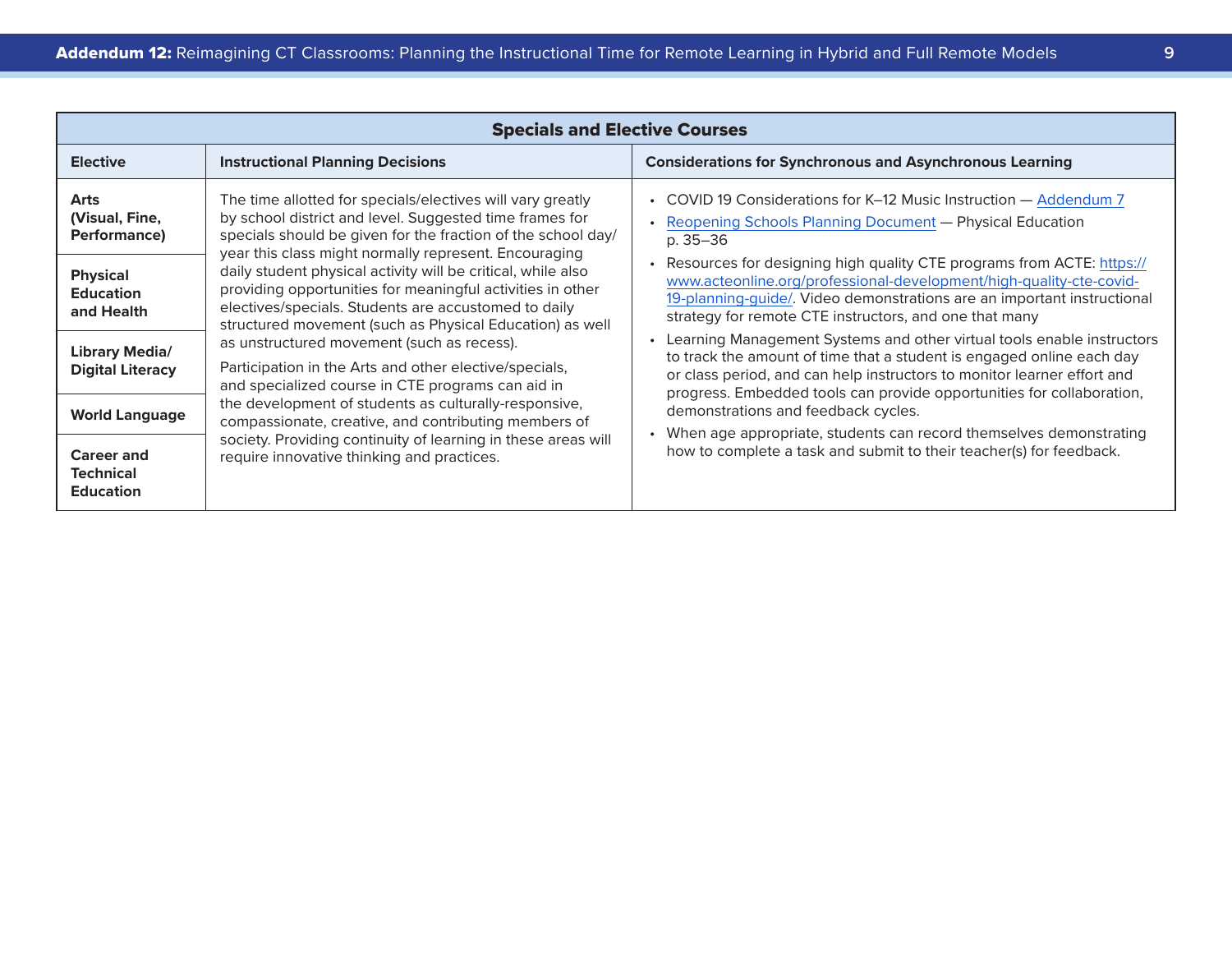| Specials and Elective Courses | | |
|---|---|---|
| **Elective** | **Instructional Planning Decisions** | **Considerations for Synchronous and Asynchronous Learning** |
| **Arts (Visual, Fine, Performance)** | The time allotted for specials/electives will vary greatly by school district and level. Suggested time frames for specials should be given for the fraction of the school day/year this class might normally represent. Encouraging daily student physical activity will be critical, while also providing opportunities for meaningful activities in other electives/specials. Students are accustomed to daily structured movement (such as Physical Education) as well as unstructured movement (such as recess).<br><br>Participation in the Arts and other elective/specials, and specialized course in CTE programs can aid in the development of students as culturally-responsive, compassionate, creative, and contributing members of society. Providing continuity of learning in these areas will require innovative thinking and practices. | • COVID 19 Considerations for K–12 Music Instruction — Addendum 7<br>• Reopening Schools Planning Document — Physical Education p. 35–36<br>• Resources for designing high quality CTE programs from ACTE: https://www.acteonline.org/professional-development/high-quality-cte-covid-19-planning-guide/. Video demonstrations are an important instructional strategy for remote CTE instructors, and one that many<br>• Learning Management Systems and other virtual tools enable instructors to track the amount of time that a student is engaged online each day or class period, and can help instructors to monitor learner effort and progress. Embedded tools can provide opportunities for collaboration, demonstrations and feedback cycles.<br>• When age appropriate, students can record themselves demonstrating how to complete a task and submit to their teacher(s) for feedback. |
| **Physical Education and Health** | | |
| **Library Media/ Digital Literacy** | | |
| **World Language** | | |
| **Career and Technical Education** | | |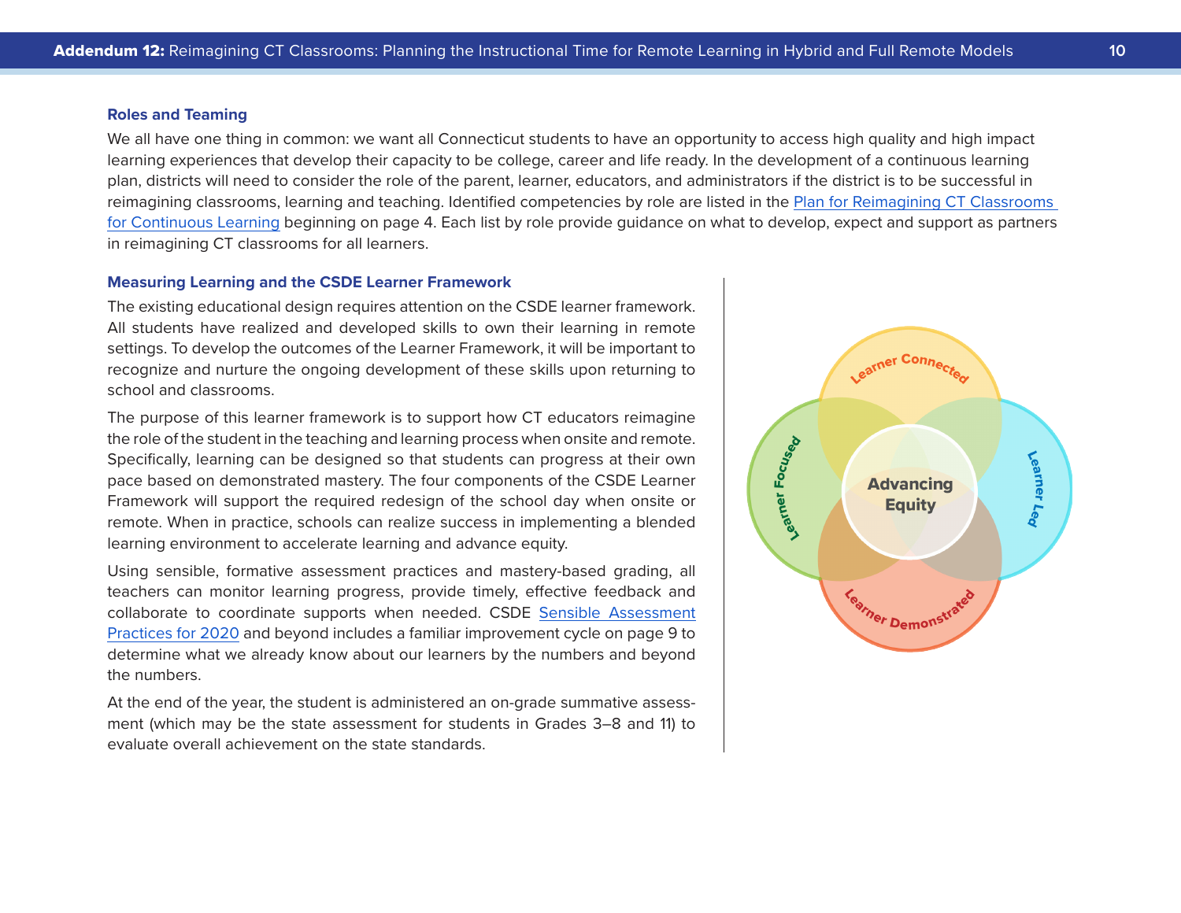### Roles and Teaming

We all have one thing in common: we want all Connecticut students to have an opportunity to access high quality and high impact learning experiences that develop their capacity to be college, career and life ready. In the development of a continuous learning plan, districts will need to consider the role of the parent, learner, educators, and administrators if the district is to be successful in reimagining classrooms, learning and teaching. Identified competencies by role are listed in the Plan for Reimagining CT Classrooms for Continuous Learning beginning on page 4. Each list by role provide guidance on what to develop, expect and support as partners in reimagining CT classrooms for all learners.

### Measuring Learning and the CSDE Learner Framework

The existing educational design requires attention on the CSDE learner framework. All students have realized and developed skills to own their learning in remote settings. To develop the outcomes of the Learner Framework, it will be important to recognize and nurture the ongoing development of these skills upon returning to school and classrooms.

The purpose of this learner framework is to support how CT educators reimagine the role of the student in the teaching and learning process when onsite and remote. Specifically, learning can be designed so that students can progress at their own pace based on demonstrated mastery. The four components of the CSDE Learner Framework will support the required redesign of the school day when onsite or remote. When in practice, schools can realize success in implementing a blended learning environment to accelerate learning and advance equity.

Using sensible, formative assessment practices and mastery-based grading, all teachers can monitor learning progress, provide timely, effective feedback and collaborate to coordinate supports when needed. CSDE Sensible Assessment Practices for 2020 and beyond includes a familiar improvement cycle on page 9 to determine what we already know about our learners by the numbers and beyond the numbers.

At the end of the year, the student is administered an on-grade summative assessment (which may be the state assessment for students in Grades 3–8 and 11) to evaluate overall achievement on the state standards.

Learner Connected

Learner Focused

Learner Led

Learner Demonstrated

Advancing Equity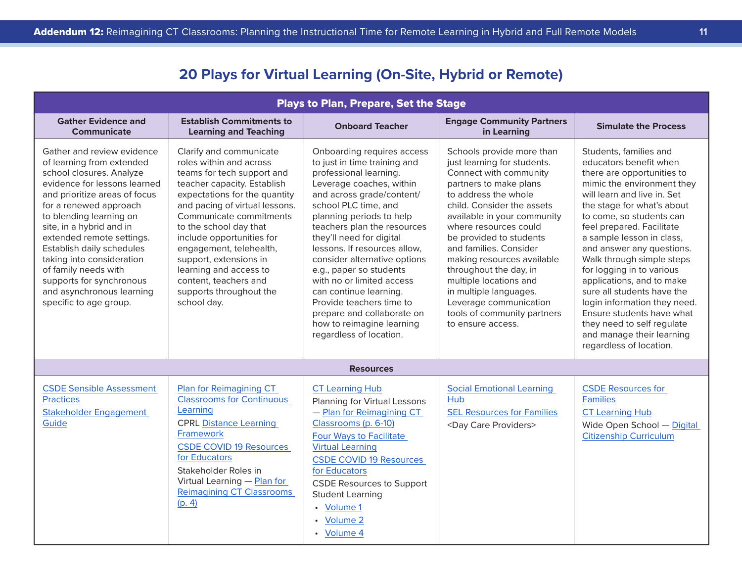## 20 Plays for Virtual Learning (On-Site, Hybrid or Remote)

| Plays to Plan, Prepare, Set the Stage | | | | |
|---|---|---|---|---|
| **Gather Evidence and Communicate** | **Establish Commitments to Learning and Teaching** | **Onboard Teacher** | **Engage Community Partners in Learning** | **Simulate the Process** |
| Gather and review evidence of learning from extended school closures. Analyze evidence for lessons learned and prioritize areas of focus for a renewed approach to blending learning on site, in a hybrid and in extended remote settings. Establish daily schedules taking into consideration of family needs with supports for synchronous and asynchronous learning specific to age group. | Clarify and communicate roles within and across teams for tech support and teacher capacity. Establish expectations for the quantity and pacing of virtual lessons. Communicate commitments to the school day that include opportunities for engagement, telehealth, support, extensions in learning and access to content, teachers and supports throughout the school day. | Onboarding requires access to just in time training and professional learning. Leverage coaches, within and across grade/content/ school PLC time, and planning periods to help teachers plan the resources they'll need for digital lessons. If resources allow, consider alternative options e.g., paper so students with no or limited access can continue learning. Provide teachers time to prepare and collaborate on how to reimagine learning regardless of location. | Schools provide more than just learning for students. Connect with community partners to make plans to address the whole child. Consider the assets available in your community where resources could be provided to students and families. Consider making resources available throughout the day, in multiple locations and in multiple languages. Leverage communication tools of community partners to ensure access. | Students, families and educators benefit when there are opportunities to mimic the environment they will learn and live in. Set the stage for what's about to come, so students can feel prepared. Facilitate a sample lesson in class, and answer any questions. Walk through simple steps for logging in to various applications, and to make sure all students have the login information they need. Ensure students have what they need to self regulate and manage their learning regardless of location. |
| **Resources** | | | | |
| CSDE Sensible Assessment Practices<br>Stakeholder Engagement Guide | Plan for Reimagining CT Classrooms for Continuous Learning<br>CPRL Distance Learning Framework<br>CSDE COVID 19 Resources for Educators<br>Stakeholder Roles in Virtual Learning — Plan for Reimagining CT Classrooms (p. 4) | CT Learning Hub<br>Planning for Virtual Lessons — Plan for Reimagining CT Classrooms (p. 6-10)<br>Four Ways to Facilitate Virtual Learning<br>CSDE COVID 19 Resources for Educators<br>CSDE Resources to Support Student Learning<br>• Volume 1<br>• Volume 2<br>• Volume 4 | Social Emotional Learning Hub<br>SEL Resources for Families<br><Day Care Providers> | CSDE Resources for Families<br>CT Learning Hub<br>Wide Open School — Digital Citizenship Curriculum |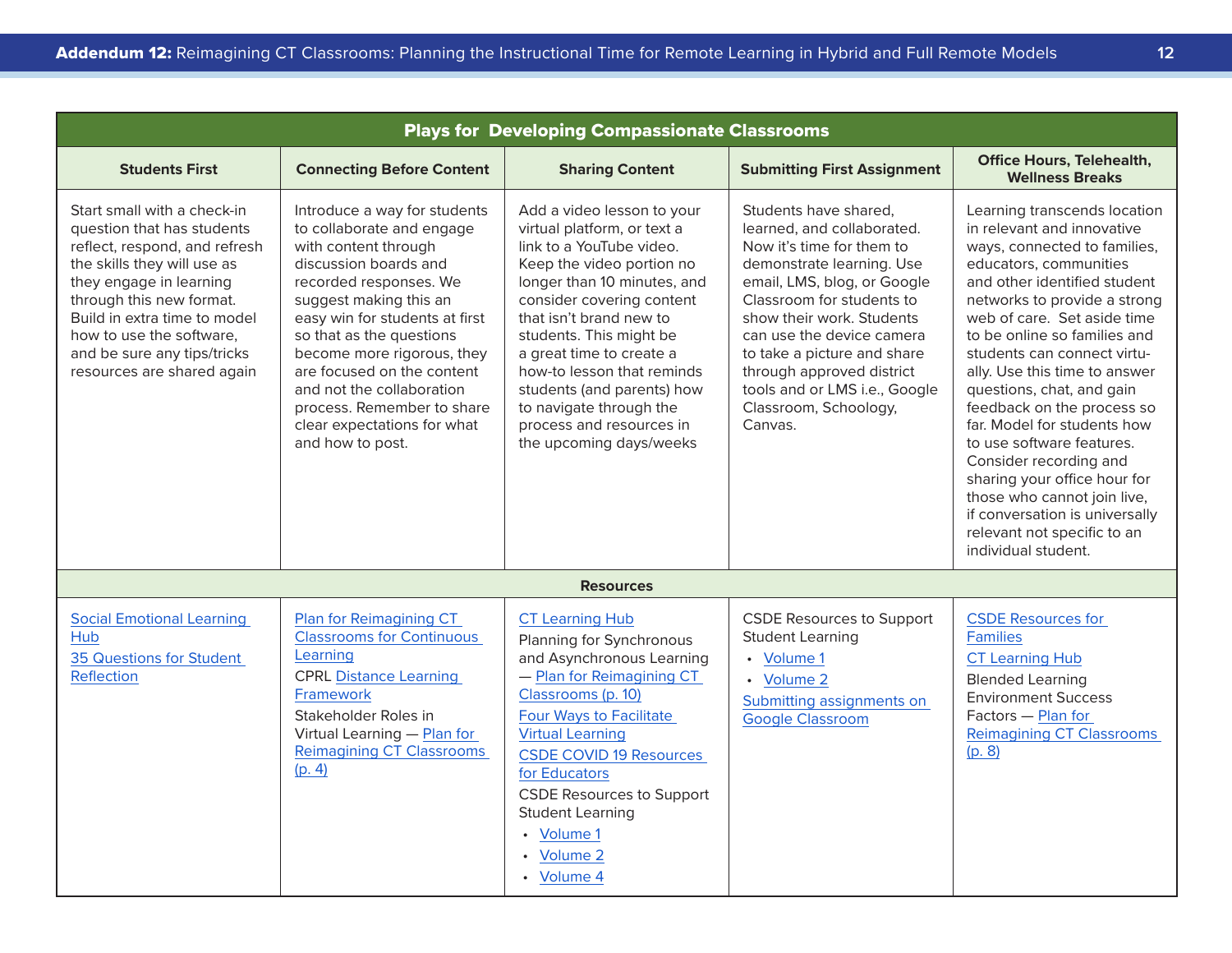| Plays for Developing Compassionate Classrooms | | | | |
|---|---|---|---|---|
| **Students First** | **Connecting Before Content** | **Sharing Content** | **Submitting First Assignment** | **Office Hours, Telehealth, Wellness Breaks** |
| Start small with a check-in question that has students reflect, respond, and refresh the skills they will use as they engage in learning through this new format. Build in extra time to model how to use the software, and be sure any tips/tricks resources are shared again | Introduce a way for students to collaborate and engage with content through discussion boards and recorded responses. We suggest making this an easy win for students at first so that as the questions become more rigorous, they are focused on the content and not the collaboration process. Remember to share clear expectations for what and how to post. | Add a video lesson to your virtual platform, or text a link to a YouTube video. Keep the video portion no longer than 10 minutes, and consider covering content that isn't brand new to students. This might be a great time to create a how-to lesson that reminds students (and parents) how to navigate through the process and resources in the upcoming days/weeks | Students have shared, learned, and collaborated. Now it's time for them to demonstrate learning. Use email, LMS, blog, or Google Classroom for students to show their work. Students can use the device camera to take a picture and share through approved district tools and or LMS i.e., Google Classroom, Schoology, Canvas. | Learning transcends location in relevant and innovative ways, connected to families, educators, communities and other identified student networks to provide a strong web of care. Set aside time to be online so families and students can connect virtually. Use this time to answer questions, chat, and gain feedback on the process so far. Model for students how to use software features. Consider recording and sharing your office hour for those who cannot join live, if conversation is universally relevant not specific to an individual student. |
| **Resources** | | | | |
| Social Emotional Learning Hub<br>35 Questions for Student Reflection | Plan for Reimagining CT Classrooms for Continuous Learning<br>CPRL Distance Learning Framework<br>Stakeholder Roles in Virtual Learning — Plan for Reimagining CT Classrooms (p. 4) | CT Learning Hub<br>Planning for Synchronous and Asynchronous Learning — Plan for Reimagining CT Classrooms (p. 10)<br>Four Ways to Facilitate Virtual Learning<br>CSDE COVID 19 Resources for Educators<br>CSDE Resources to Support Student Learning<br>• Volume 1<br>• Volume 2<br>• Volume 4 | CSDE Resources to Support Student Learning<br>• Volume 1<br>• Volume 2<br>Submitting assignments on Google Classroom | CSDE Resources for Families<br>CT Learning Hub<br>Blended Learning Environment Success Factors — Plan for Reimagining CT Classrooms (p. 8) |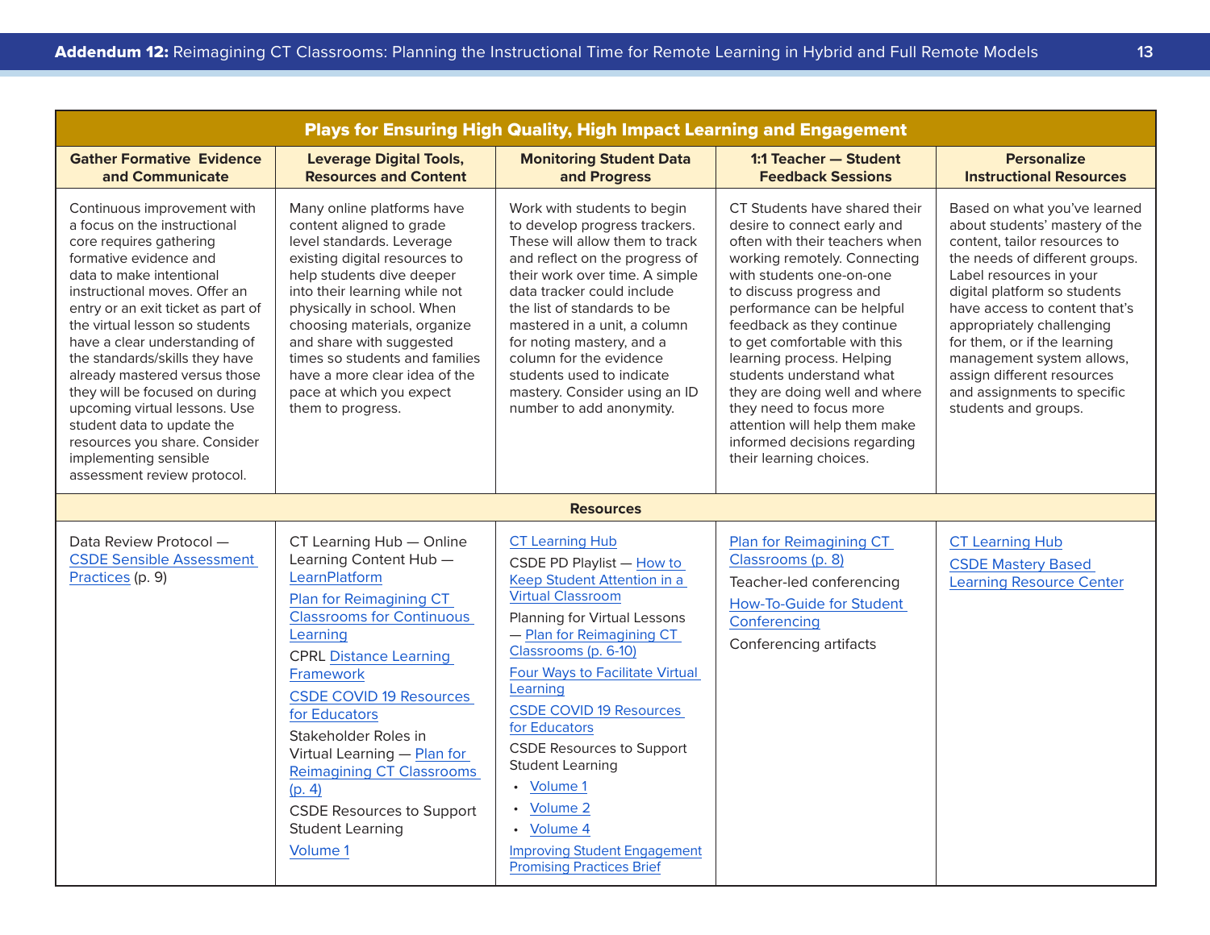| Plays for Ensuring High Quality, High Impact Learning and Engagement | | | | |
|---|---|---|---|---|
| **Gather Formative Evidence and Communicate** | **Leverage Digital Tools, Resources and Content** | **Monitoring Student Data and Progress** | **1:1 Teacher — Student Feedback Sessions** | **Personalize Instructional Resources** |
| Continuous improvement with a focus on the instructional core requires gathering formative evidence and data to make intentional instructional moves. Offer an entry or an exit ticket as part of the virtual lesson so students have a clear understanding of the standards/skills they have already mastered versus those they will be focused on during upcoming virtual lessons. Use student data to update the resources you share. Consider implementing sensible assessment review protocol. | Many online platforms have content aligned to grade level standards. Leverage existing digital resources to help students dive deeper into their learning while not physically in school. When choosing materials, organize and share with suggested times so students and families have a more clear idea of the pace at which you expect them to progress. | Work with students to begin to develop progress trackers. These will allow them to track and reflect on the progress of their work over time. A simple data tracker could include the list of standards to be mastered in a unit, a column for noting mastery, and a column for the evidence students used to indicate mastery. Consider using an ID number to add anonymity. | CT Students have shared their desire to connect early and often with their teachers when working remotely. Connecting with students one-on-one to discuss progress and performance can be helpful feedback as they continue to get comfortable with this learning process. Helping students understand what they are doing well and where they need to focus more attention will help them make informed decisions regarding their learning choices. | Based on what you've learned about students' mastery of the content, tailor resources to the needs of different groups. Label resources in your digital platform so students have access to content that's appropriately challenging for them, or if the learning management system allows, assign different resources and assignments to specific students and groups. |
| **Resources** | | | | |
| Data Review Protocol — CSDE Sensible Assessment Practices (p. 9) | CT Learning Hub — Online Learning Content Hub — LearnPlatform<br><br>Plan for Reimagining CT Classrooms for Continuous Learning<br><br>CPRL Distance Learning Framework<br><br>CSDE COVID 19 Resources for Educators<br><br>Stakeholder Roles in Virtual Learning — Plan for Reimagining CT Classrooms (p. 4)<br><br>CSDE Resources to Support Student Learning<br><br>Volume 1 | CT Learning Hub<br><br>CSDE PD Playlist — How to Keep Student Attention in a Virtual Classroom<br><br>Planning for Virtual Lessons — Plan for Reimagining CT Classrooms (p. 6-10)<br><br>Four Ways to Facilitate Virtual Learning<br><br>CSDE COVID 19 Resources for Educators<br><br>CSDE Resources to Support Student Learning<br>• Volume 1<br>• Volume 2<br>• Volume 4<br><br>Improving Student Engagement Promising Practices Brief | Plan for Reimagining CT Classrooms (p. 8)<br><br>Teacher-led conferencing<br><br>How-To-Guide for Student Conferencing<br><br>Conferencing artifacts | CT Learning Hub<br><br>CSDE Mastery Based Learning Resource Center |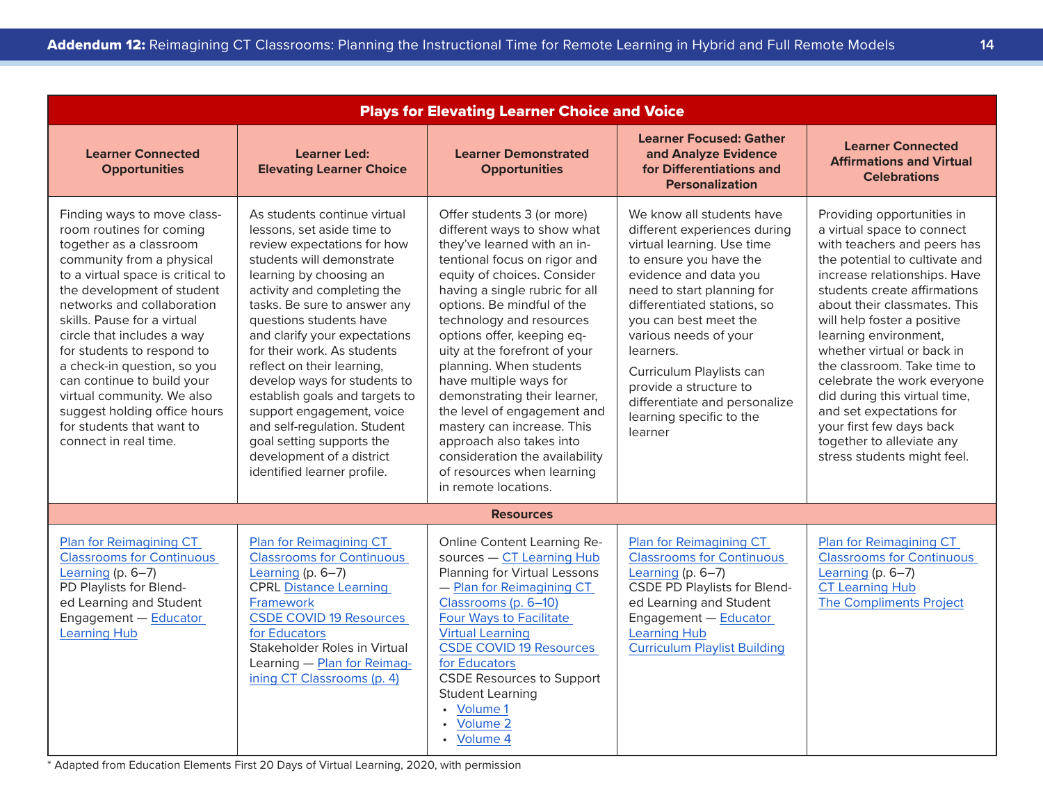| Plays for Elevating Learner Choice and Voice | | | | |
|---|---|---|---|---|
| **Learner Connected Opportunities** | **Learner Led: Elevating Learner Choice** | **Learner Demonstrated Opportunities** | **Learner Focused: Gather and Analyze Evidence for Differentiations and Personalization** | **Learner Connected Affirmations and Virtual Celebrations** |
| Finding ways to move classroom routines for coming together as a classroom community from a physical to a virtual space is critical to the development of student networks and collaboration skills. Pause for a virtual circle that includes a way for students to respond to a check-in question, so you can continue to build your virtual community. We also suggest holding office hours for students that want to connect in real time. | As students continue virtual lessons, set aside time to review expectations for how students will demonstrate learning by choosing an activity and completing the tasks. Be sure to answer any questions students have and clarify your expectations for their work. As students reflect on their learning, develop ways for students to establish goals and targets to support engagement, voice and self-regulation. Student goal setting supports the development of a district identified learner profile. | Offer students 3 (or more) different ways to show what they've learned with an intentional focus on rigor and equity of choices. Consider having a single rubric for all options. Be mindful of the technology and resources options offer, keeping equity at the forefront of your planning. When students have multiple ways for demonstrating their learner, the level of engagement and mastery can increase. This approach also takes into consideration the availability of resources when learning in remote locations. | We know all students have different experiences during virtual learning. Use time to ensure you have the evidence and data you need to start planning for differentiated stations, so you can best meet the various needs of your learners.<br><br>Curriculum Playlists can provide a structure to differentiate and personalize learning specific to the learner | Providing opportunities in a virtual space to connect with teachers and peers has the potential to cultivate and increase relationships. Have students create affirmations about their classmates. This will help foster a positive learning environment, whether virtual or back in the classroom. Take time to celebrate the work everyone did during this virtual time, and set expectations for your first few days back together to alleviate any stress students might feel. |
| **Resources** | | | | |
| Plan for Reimagining CT Classrooms for Continuous Learning (p. 6–7)<br>PD Playlists for Blended Learning and Student Engagement — Educator Learning Hub | Plan for Reimagining CT Classrooms for Continuous Learning (p. 6–7)<br>CPRL Distance Learning Framework<br>CSDE COVID 19 Resources for Educators<br>Stakeholder Roles in Virtual Learning — Plan for Reimagining CT Classrooms (p. 4) | Online Content Learning Resources — CT Learning Hub<br>Planning for Virtual Lessons — Plan for Reimagining CT Classrooms (p. 6–10)<br>Four Ways to Facilitate Virtual Learning<br>CSDE COVID 19 Resources for Educators<br>CSDE Resources to Support Student Learning<br>• Volume 1<br>• Volume 2<br>• Volume 4 | Plan for Reimagining CT Classrooms for Continuous Learning (p. 6–7)<br>CSDE PD Playlists for Blended Learning and Student Engagement — Educator Learning Hub<br>Curriculum Playlist Building | Plan for Reimagining CT Classrooms for Continuous Learning (p. 6–7)<br>CT Learning Hub<br>The Compliments Project |

* Adapted from Education Elements First 20 Days of Virtual Learning, 2020, with permission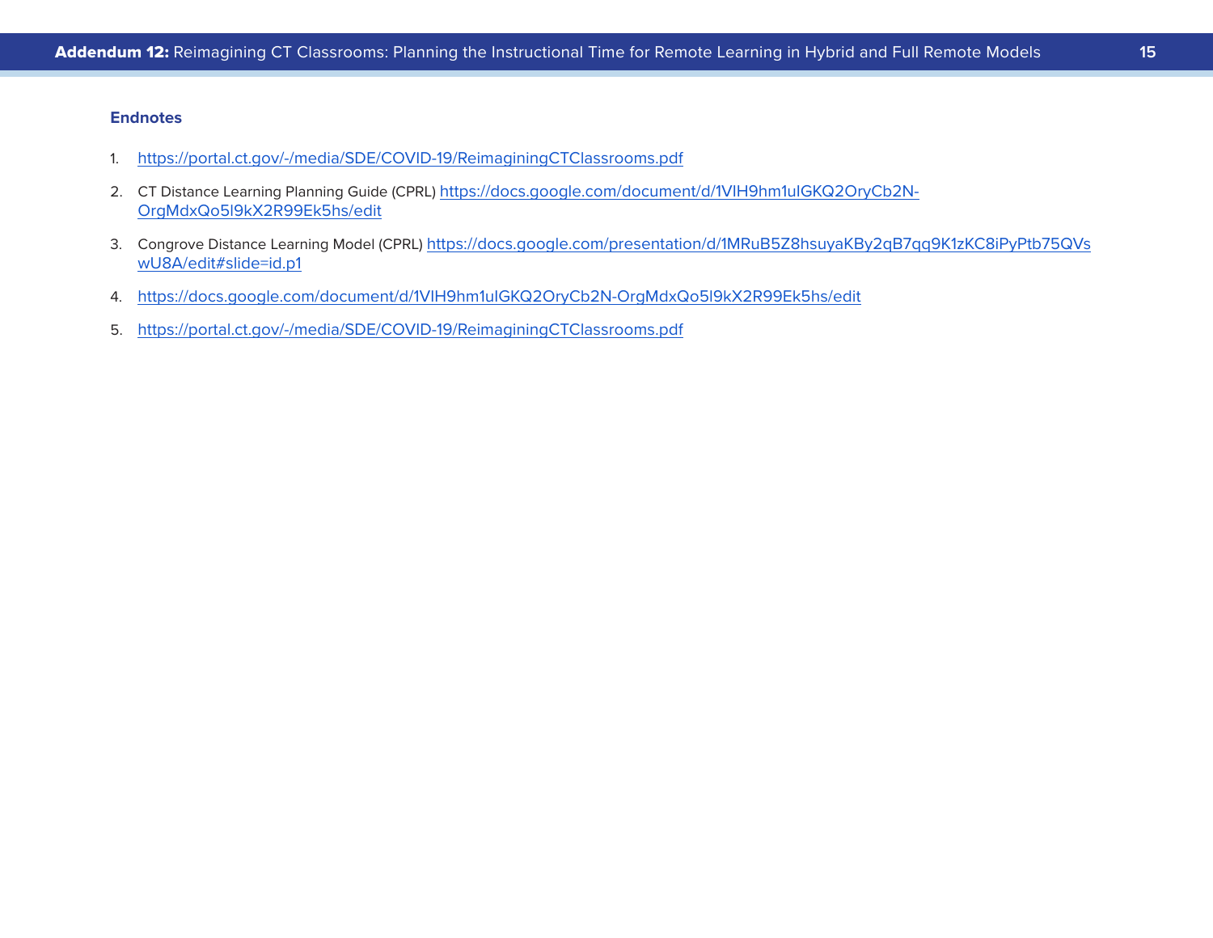### Endnotes

1. https://portal.ct.gov/-/media/SDE/COVID-19/ReimaginingCTClassrooms.pdf
2. CT Distance Learning Planning Guide (CPRL) https://docs.google.com/document/d/1VIH9hm1uIGKQ2OryCb2N-OrgMdxQo5l9kX2R99Ek5hs/edit
3. Congrove Distance Learning Model (CPRL) https://docs.google.com/presentation/d/1MRuB5Z8hsuyaKBy2qB7qq9K1zKC8iPyPtb75QVswU8A/edit#slide=id.p1
4. https://docs.google.com/document/d/1VIH9hm1uIGKQ2OryCb2N-OrgMdxQo5l9kX2R99Ek5hs/edit
5. https://portal.ct.gov/-/media/SDE/COVID-19/ReimaginingCTClassrooms.pdf